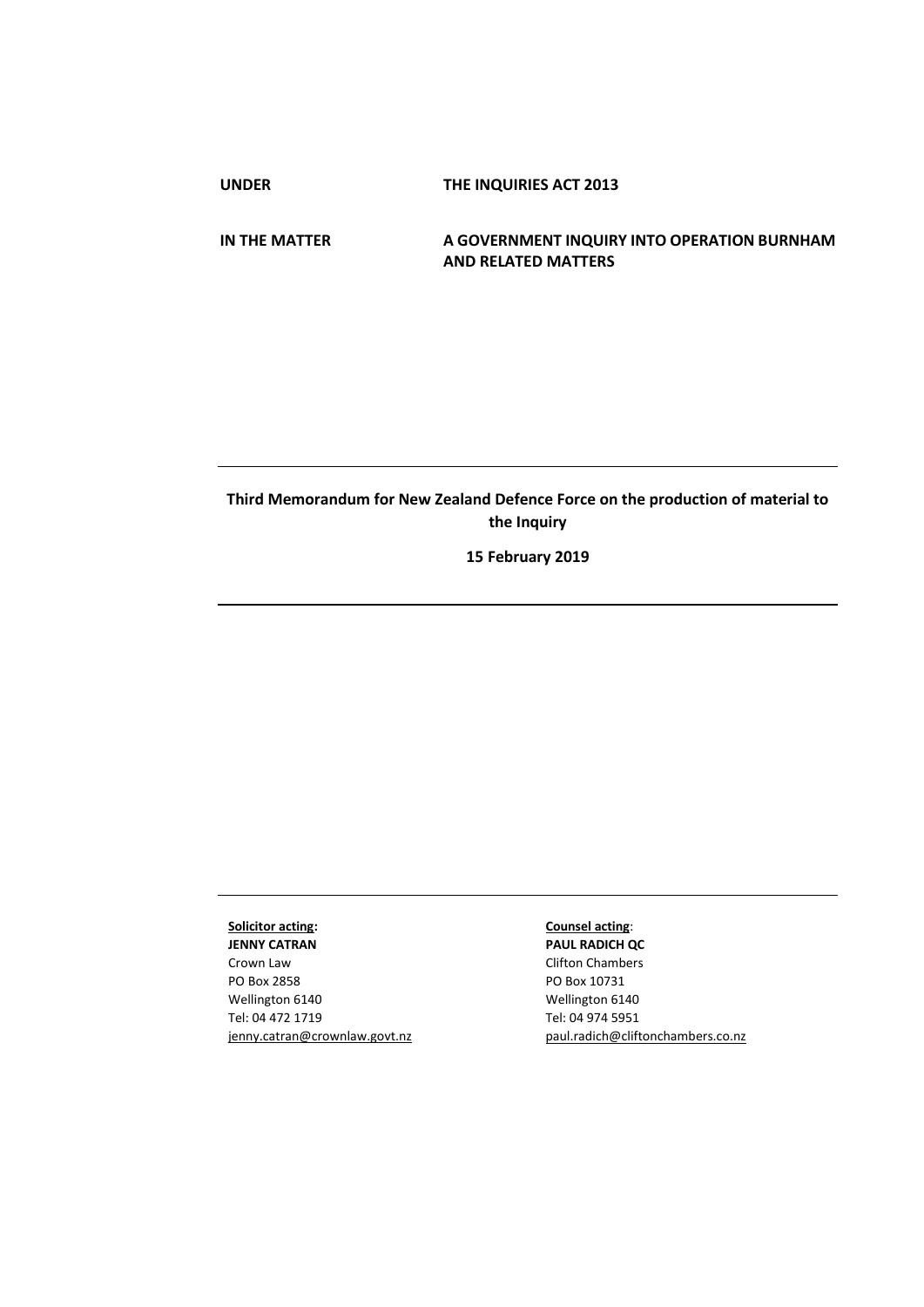| | |
|---|---|
| **UNDER** | **THE INQUIRIES ACT 2013** |
| **IN THE MATTER** | **A GOVERNMENT INQUIRY INTO OPERATION BURNHAM AND RELATED MATTERS** |

---

**Third Memorandum for New Zealand Defence Force on the production of material to the Inquiry**

**15 February 2019**

---

---

| **Solicitor acting:** | **Counsel acting:** |
|---|---|
| **JENNY CATRAN** | **PAUL RADICH QC** |
| Crown Law | Clifton Chambers |
| PO Box 2858 | PO Box 10731 |
| Wellington 6140 | Wellington 6140 |
| Tel: 04 472 1719 | Tel: 04 974 5951 |
| jenny.catran@crownlaw.govt.nz | paul.radich@cliftonchambers.co.nz |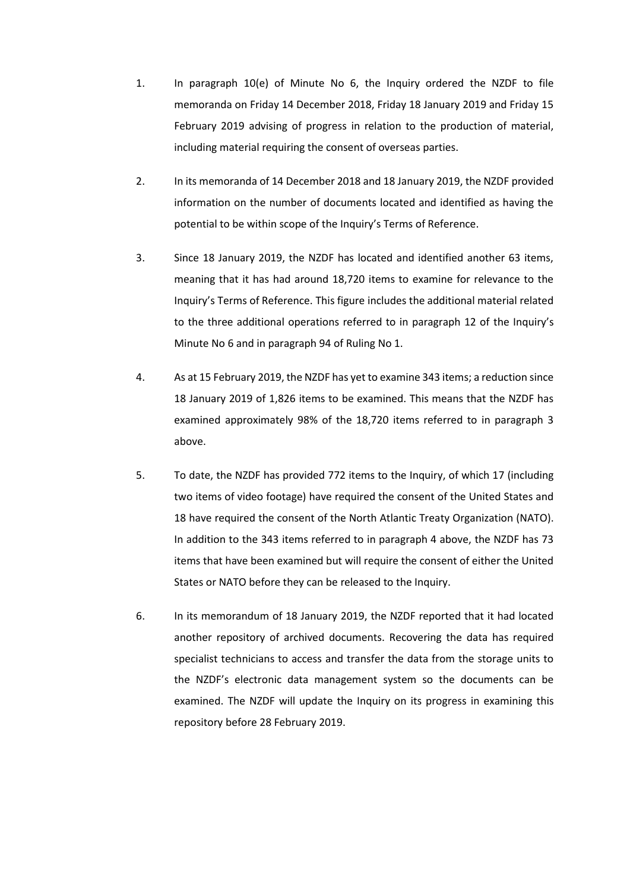1. In paragraph 10(e) of Minute No 6, the Inquiry ordered the NZDF to file memoranda on Friday 14 December 2018, Friday 18 January 2019 and Friday 15 February 2019 advising of progress in relation to the production of material, including material requiring the consent of overseas parties.

2. In its memoranda of 14 December 2018 and 18 January 2019, the NZDF provided information on the number of documents located and identified as having the potential to be within scope of the Inquiry's Terms of Reference.

3. Since 18 January 2019, the NZDF has located and identified another 63 items, meaning that it has had around 18,720 items to examine for relevance to the Inquiry's Terms of Reference. This figure includes the additional material related to the three additional operations referred to in paragraph 12 of the Inquiry's Minute No 6 and in paragraph 94 of Ruling No 1.

4. As at 15 February 2019, the NZDF has yet to examine 343 items; a reduction since 18 January 2019 of 1,826 items to be examined. This means that the NZDF has examined approximately 98% of the 18,720 items referred to in paragraph 3 above.

5. To date, the NZDF has provided 772 items to the Inquiry, of which 17 (including two items of video footage) have required the consent of the United States and 18 have required the consent of the North Atlantic Treaty Organization (NATO). In addition to the 343 items referred to in paragraph 4 above, the NZDF has 73 items that have been examined but will require the consent of either the United States or NATO before they can be released to the Inquiry.

6. In its memorandum of 18 January 2019, the NZDF reported that it had located another repository of archived documents. Recovering the data has required specialist technicians to access and transfer the data from the storage units to the NZDF's electronic data management system so the documents can be examined. The NZDF will update the Inquiry on its progress in examining this repository before 28 February 2019.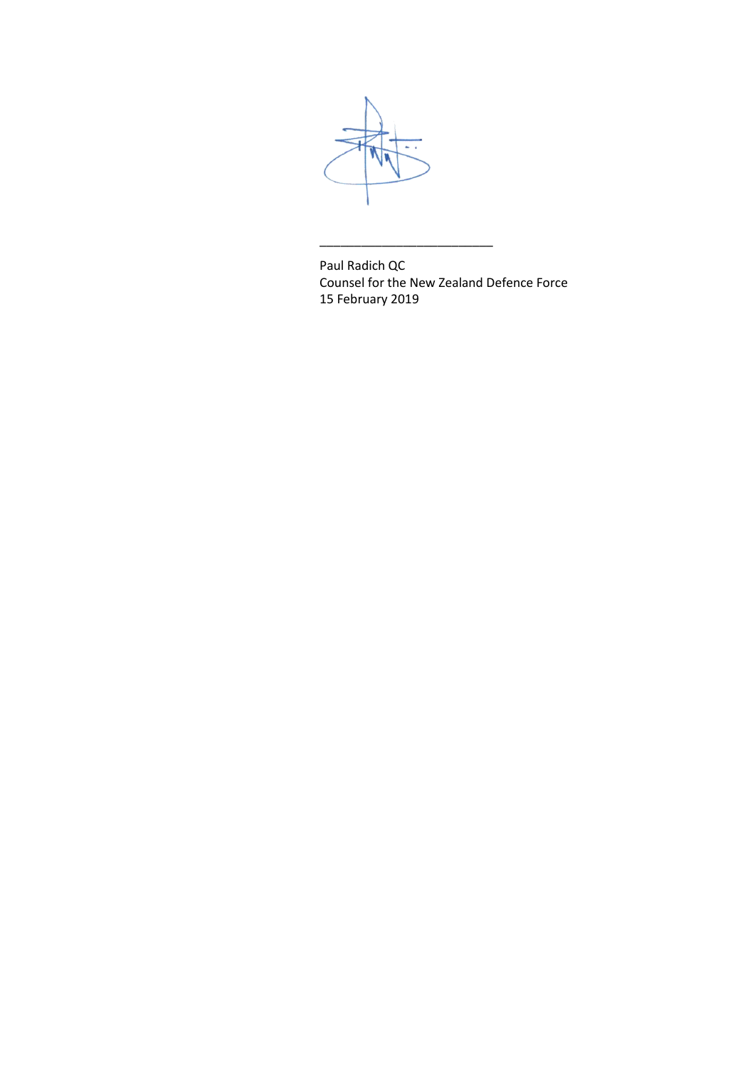_________________________

Paul Radich QC
Counsel for the New Zealand Defence Force
15 February 2019